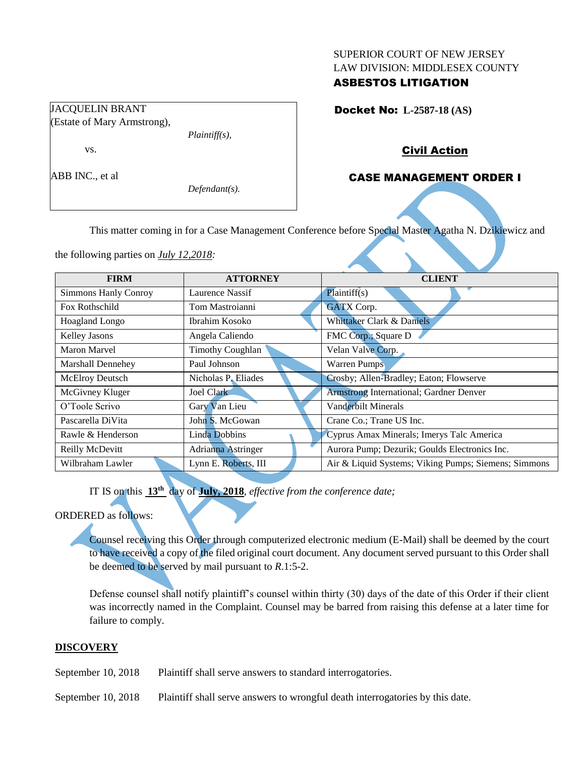SUPERIOR COURT OF NEW JERSEY
LAW DIVISION: MIDDLESEX COUNTY
**ASBESTOS LITIGATION**

JACQUELIN BRANT
(Estate of Mary Armstrong),
*Plaintiff(s),*

vs.

ABB INC., et al
*Defendant(s).*

**Docket No: L-2587-18 (AS)**

**Civil Action**

**CASE MANAGEMENT ORDER I**

This matter coming in for a Case Management Conference before Special Master Agatha N. Dzikiewicz and the following parties on ***July 12,2018***:

| FIRM | ATTORNEY | CLIENT |
|---|---|---|
| Simmons Hanly Conroy | Laurence Nassif | Plaintiff(s) |
| Fox Rothschild | Tom Mastroianni | GATX Corp. |
| Hoagland Longo | Ibrahim Kosoko | Whittaker Clark & Daniels |
| Kelley Jasons | Angela Caliendo | FMC Corp.; Square D |
| Maron Marvel | Timothy Coughlan | Velan Valve Corp. |
| Marshall Dennehey | Paul Johnson | Warren Pumps |
| McElroy Deutsch | Nicholas P. Eliades | Crosby; Allen-Bradley; Eaton; Flowserve |
| McGivney Kluger | Joel Clark | Armstrong International; Gardner Denver |
| O'Toole Scrivo | Gary Van Lieu | Vanderbilt Minerals |
| Pascarella DiVita | John S. McGowan | Crane Co.; Trane US Inc. |
| Rawle & Henderson | Linda Dobbins | Cyprus Amax Minerals; Imerys Talc America |
| Reilly McDevitt | Adrianna Astringer | Aurora Pump; Dezurik; Goulds Electronics Inc. |
| Wilbraham Lawler | Lynn E. Roberts, III | Air & Liquid Systems; Viking Pumps; Siemens; Simmons |

IT IS on this **13th** day of **July, 2018**, *effective from the conference date;*

ORDERED as follows:

Counsel receiving this Order through computerized electronic medium (E-Mail) shall be deemed by the court to have received a copy of the filed original court document. Any document served pursuant to this Order shall be deemed to be served by mail pursuant to *R*.1:5-2.

Defense counsel shall notify plaintiff's counsel within thirty (30) days of the date of this Order if their client was incorrectly named in the Complaint. Counsel may be barred from raising this defense at a later time for failure to comply.

## DISCOVERY

September 10, 2018 Plaintiff shall serve answers to standard interrogatories.

September 10, 2018 Plaintiff shall serve answers to wrongful death interrogatories by this date.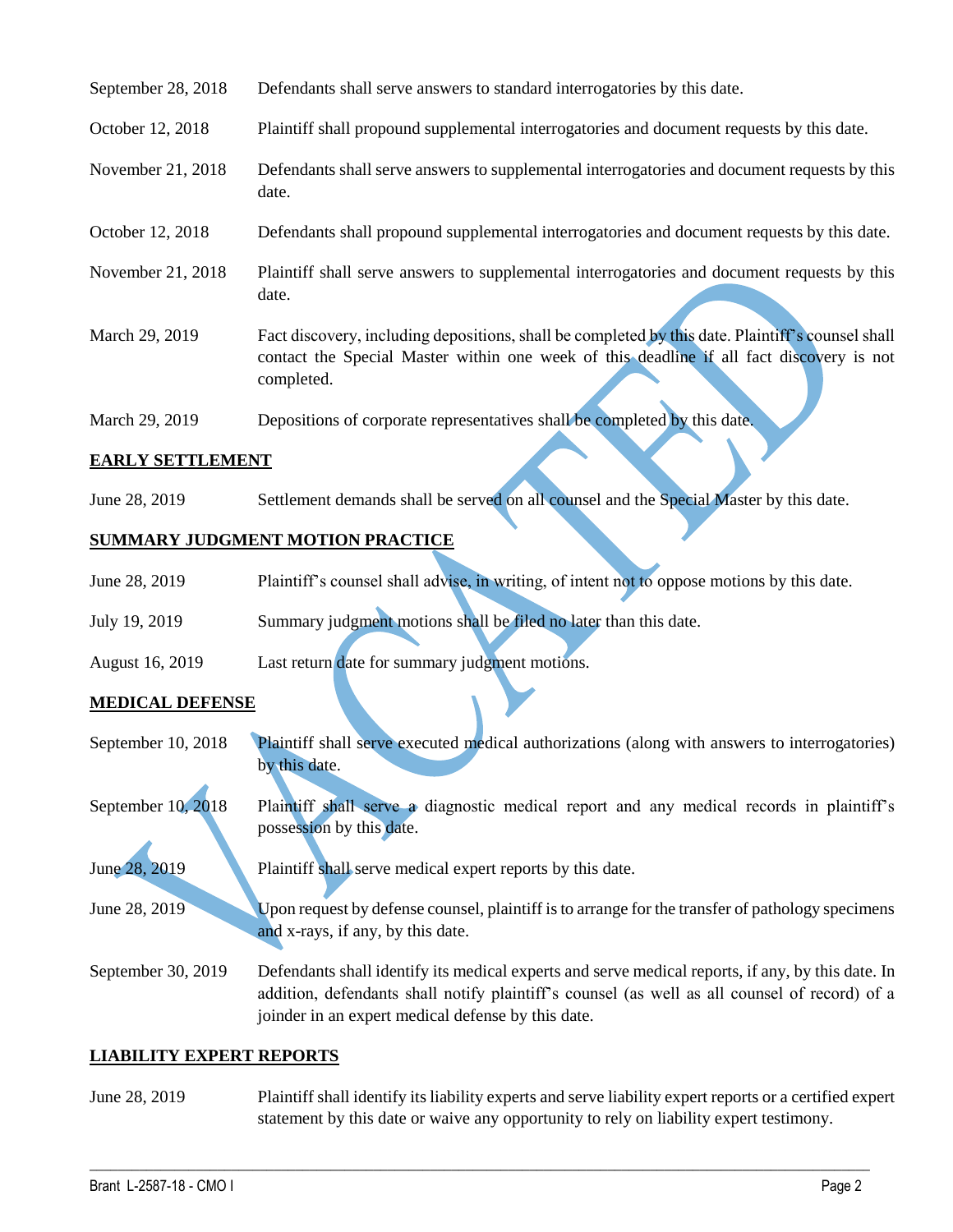| | |
|---|---|
| September 28, 2018 | Defendants shall serve answers to standard interrogatories by this date. |
| October 12, 2018 | Plaintiff shall propound supplemental interrogatories and document requests by this date. |
| November 21, 2018 | Defendants shall serve answers to supplemental interrogatories and document requests by this date. |
| October 12, 2018 | Defendants shall propound supplemental interrogatories and document requests by this date. |
| November 21, 2018 | Plaintiff shall serve answers to supplemental interrogatories and document requests by this date. |
| March 29, 2019 | Fact discovery, including depositions, shall be completed by this date. Plaintiff's counsel shall contact the Special Master within one week of this deadline if all fact discovery is not completed. |
| March 29, 2019 | Depositions of corporate representatives shall be completed by this date. |

**EARLY SETTLEMENT**

| | |
|---|---|
| June 28, 2019 | Settlement demands shall be served on all counsel and the Special Master by this date. |

**SUMMARY JUDGMENT MOTION PRACTICE**

| | |
|---|---|
| June 28, 2019 | Plaintiff's counsel shall advise, in writing, of intent not to oppose motions by this date. |
| July 19, 2019 | Summary judgment motions shall be filed no later than this date. |
| August 16, 2019 | Last return date for summary judgment motions. |

**MEDICAL DEFENSE**

| | |
|---|---|
| September 10, 2018 | Plaintiff shall serve executed medical authorizations (along with answers to interrogatories) by this date. |
| September 10, 2018 | Plaintiff shall serve a diagnostic medical report and any medical records in plaintiff's possession by this date. |
| June 28, 2019 | Plaintiff shall serve medical expert reports by this date. |
| June 28, 2019 | Upon request by defense counsel, plaintiff is to arrange for the transfer of pathology specimens and x-rays, if any, by this date. |
| September 30, 2019 | Defendants shall identify its medical experts and serve medical reports, if any, by this date. In addition, defendants shall notify plaintiff's counsel (as well as all counsel of record) of a joinder in an expert medical defense by this date. |

**LIABILITY EXPERT REPORTS**

| | |
|---|---|
| June 28, 2019 | Plaintiff shall identify its liability experts and serve liability expert reports or a certified expert statement by this date or waive any opportunity to rely on liability expert testimony. |

VACATED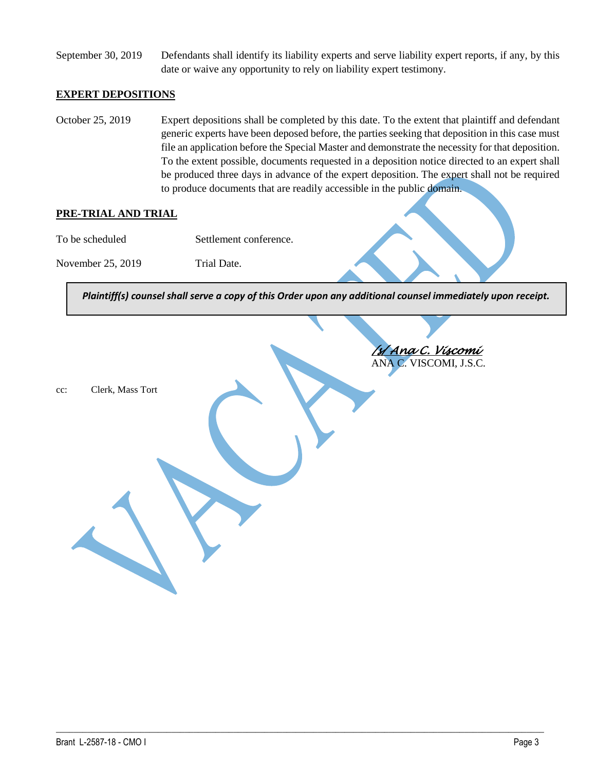| | |
|---|---|
| September 30, 2019 | Defendants shall identify its liability experts and serve liability expert reports, if any, by this date or waive any opportunity to rely on liability expert testimony. |

**EXPERT DEPOSITIONS**

| | |
|---|---|
| October 25, 2019 | Expert depositions shall be completed by this date. To the extent that plaintiff and defendant generic experts have been deposed before, the parties seeking that deposition in this case must file an application before the Special Master and demonstrate the necessity for that deposition. To the extent possible, documents requested in a deposition notice directed to an expert shall be produced three days in advance of the expert deposition. The expert shall not be required to produce documents that are readily accessible in the public domain. |

**PRE-TRIAL AND TRIAL**

| | |
|---|---|
| To be scheduled | Settlement conference. |
| November 25, 2019 | Trial Date. |

***Plaintiff(s) counsel shall serve a copy of this Order upon any additional counsel immediately upon receipt.***

*/s/ Ana C. Viscomi*
ANA C. VISCOMI, J.S.C.

cc: Clerk, Mass Tort

VACATED